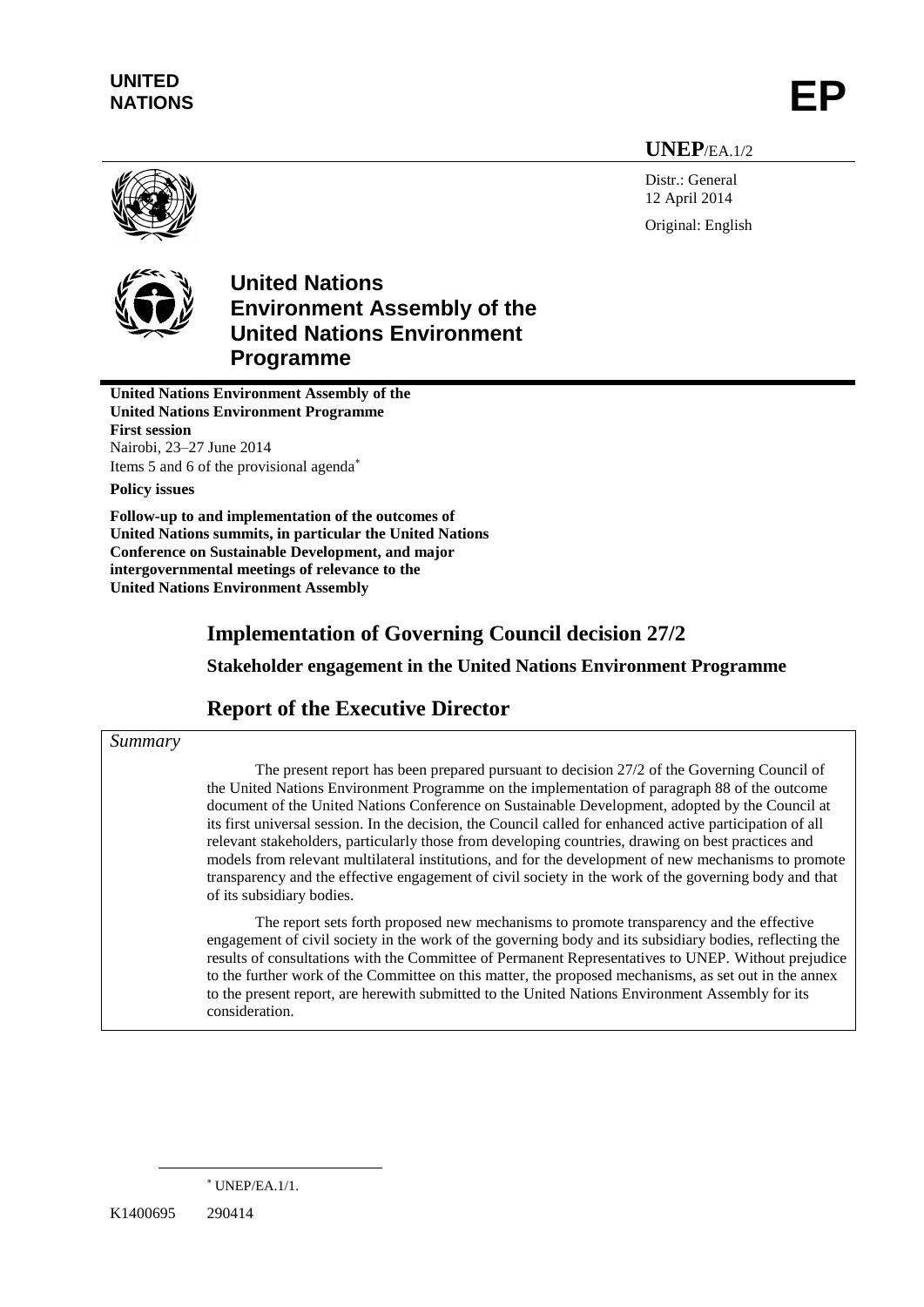**UNITED NATIONS** **EP**

**UNEP**/EA.1/2

Distr.: General
12 April 2014

Original: English

# United Nations Environment Assembly of the United Nations Environment Programme

**United Nations Environment Assembly of the United Nations Environment Programme**
**First session**
Nairobi, 23–27 June 2014
Items 5 and 6 of the provisional agenda*

**Policy issues**

**Follow-up to and implementation of the outcomes of United Nations summits, in particular the United Nations Conference on Sustainable Development, and major intergovernmental meetings of relevance to the United Nations Environment Assembly**

## Implementation of Governing Council decision 27/2

### Stakeholder engagement in the United Nations Environment Programme

## Report of the Executive Director

*Summary*

The present report has been prepared pursuant to decision 27/2 of the Governing Council of the United Nations Environment Programme on the implementation of paragraph 88 of the outcome document of the United Nations Conference on Sustainable Development, adopted by the Council at its first universal session. In the decision, the Council called for enhanced active participation of all relevant stakeholders, particularly those from developing countries, drawing on best practices and models from relevant multilateral institutions, and for the development of new mechanisms to promote transparency and the effective engagement of civil society in the work of the governing body and that of its subsidiary bodies.

The report sets forth proposed new mechanisms to promote transparency and the effective engagement of civil society in the work of the governing body and its subsidiary bodies, reflecting the results of consultations with the Committee of Permanent Representatives to UNEP. Without prejudice to the further work of the Committee on this matter, the proposed mechanisms, as set out in the annex to the present report, are herewith submitted to the United Nations Environment Assembly for its consideration.

* UNEP/EA.1/1.

K1400695 290414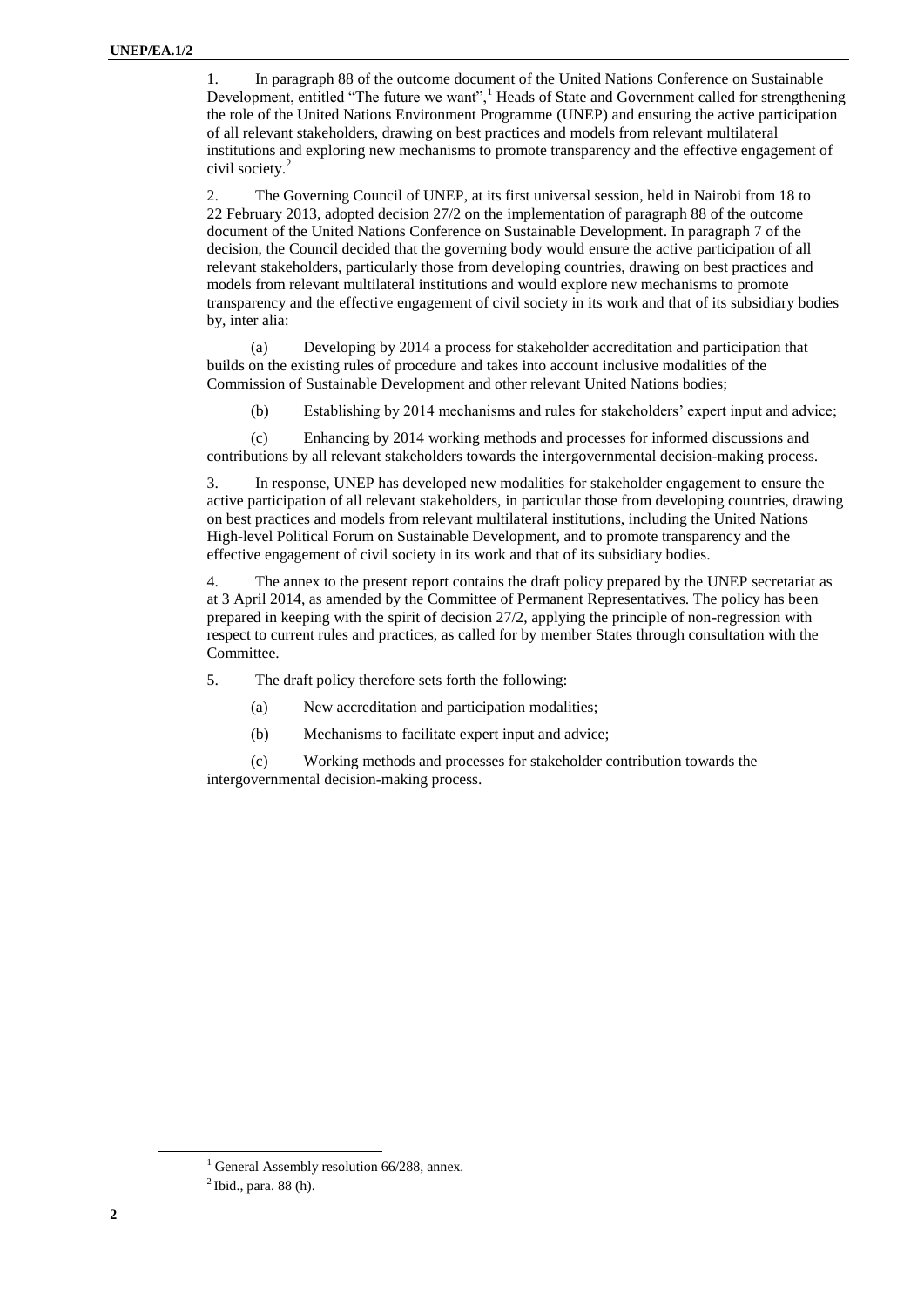1. In paragraph 88 of the outcome document of the United Nations Conference on Sustainable Development, entitled "The future we want",[1] Heads of State and Government called for strengthening the role of the United Nations Environment Programme (UNEP) and ensuring the active participation of all relevant stakeholders, drawing on best practices and models from relevant multilateral institutions and exploring new mechanisms to promote transparency and the effective engagement of civil society.[2]

2. The Governing Council of UNEP, at its first universal session, held in Nairobi from 18 to 22 February 2013, adopted decision 27/2 on the implementation of paragraph 88 of the outcome document of the United Nations Conference on Sustainable Development. In paragraph 7 of the decision, the Council decided that the governing body would ensure the active participation of all relevant stakeholders, particularly those from developing countries, drawing on best practices and models from relevant multilateral institutions and would explore new mechanisms to promote transparency and the effective engagement of civil society in its work and that of its subsidiary bodies by, inter alia:

(a) Developing by 2014 a process for stakeholder accreditation and participation that builds on the existing rules of procedure and takes into account inclusive modalities of the Commission of Sustainable Development and other relevant United Nations bodies;

(b) Establishing by 2014 mechanisms and rules for stakeholders' expert input and advice;

(c) Enhancing by 2014 working methods and processes for informed discussions and contributions by all relevant stakeholders towards the intergovernmental decision-making process.

3. In response, UNEP has developed new modalities for stakeholder engagement to ensure the active participation of all relevant stakeholders, in particular those from developing countries, drawing on best practices and models from relevant multilateral institutions, including the United Nations High-level Political Forum on Sustainable Development, and to promote transparency and the effective engagement of civil society in its work and that of its subsidiary bodies.

4. The annex to the present report contains the draft policy prepared by the UNEP secretariat as at 3 April 2014, as amended by the Committee of Permanent Representatives. The policy has been prepared in keeping with the spirit of decision 27/2, applying the principle of non-regression with respect to current rules and practices, as called for by member States through consultation with the Committee.

5. The draft policy therefore sets forth the following:

(a) New accreditation and participation modalities;

(b) Mechanisms to facilitate expert input and advice;

(c) Working methods and processes for stakeholder contribution towards the intergovernmental decision-making process.

---

[1] General Assembly resolution 66/288, annex.

[2] Ibid., para. 88 (h).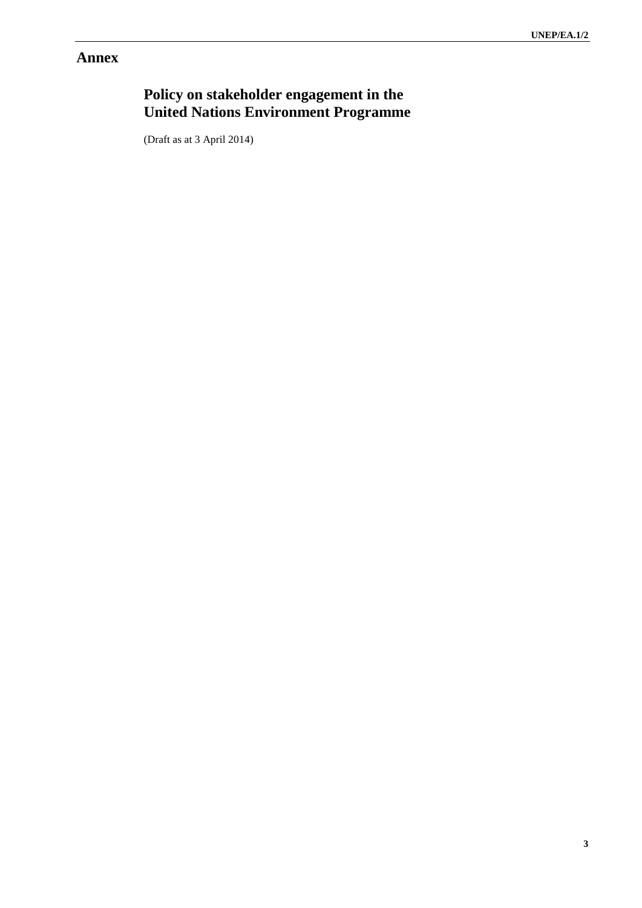# Annex

## Policy on stakeholder engagement in the United Nations Environment Programme

(Draft as at 3 April 2014)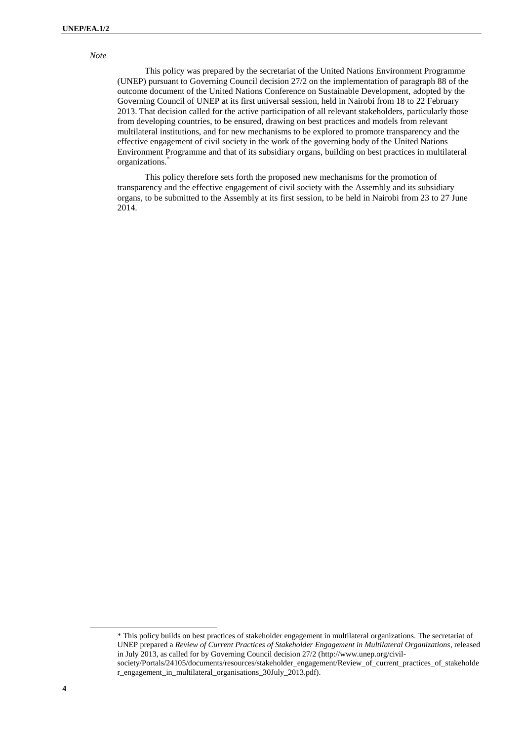*Note*

This policy was prepared by the secretariat of the United Nations Environment Programme (UNEP) pursuant to Governing Council decision 27/2 on the implementation of paragraph 88 of the outcome document of the United Nations Conference on Sustainable Development, adopted by the Governing Council of UNEP at its first universal session, held in Nairobi from 18 to 22 February 2013. That decision called for the active participation of all relevant stakeholders, particularly those from developing countries, to be ensured, drawing on best practices and models from relevant multilateral institutions, and for new mechanisms to be explored to promote transparency and the effective engagement of civil society in the work of the governing body of the United Nations Environment Programme and that of its subsidiary organs, building on best practices in multilateral organizations.[*]

This policy therefore sets forth the proposed new mechanisms for the promotion of transparency and the effective engagement of civil society with the Assembly and its subsidiary organs, to be submitted to the Assembly at its first session, to be held in Nairobi from 23 to 27 June 2014.

---

* This policy builds on best practices of stakeholder engagement in multilateral organizations. The secretariat of UNEP prepared a *Review of Current Practices of Stakeholder Engagement in Multilateral Organizations*, released in July 2013, as called for by Governing Council decision 27/2 (http://www.unep.org/civil-society/Portals/24105/documents/resources/stakeholder_engagement/Review_of_current_practices_of_stakeholder_engagement_in_multilateral_organisations_30July_2013.pdf).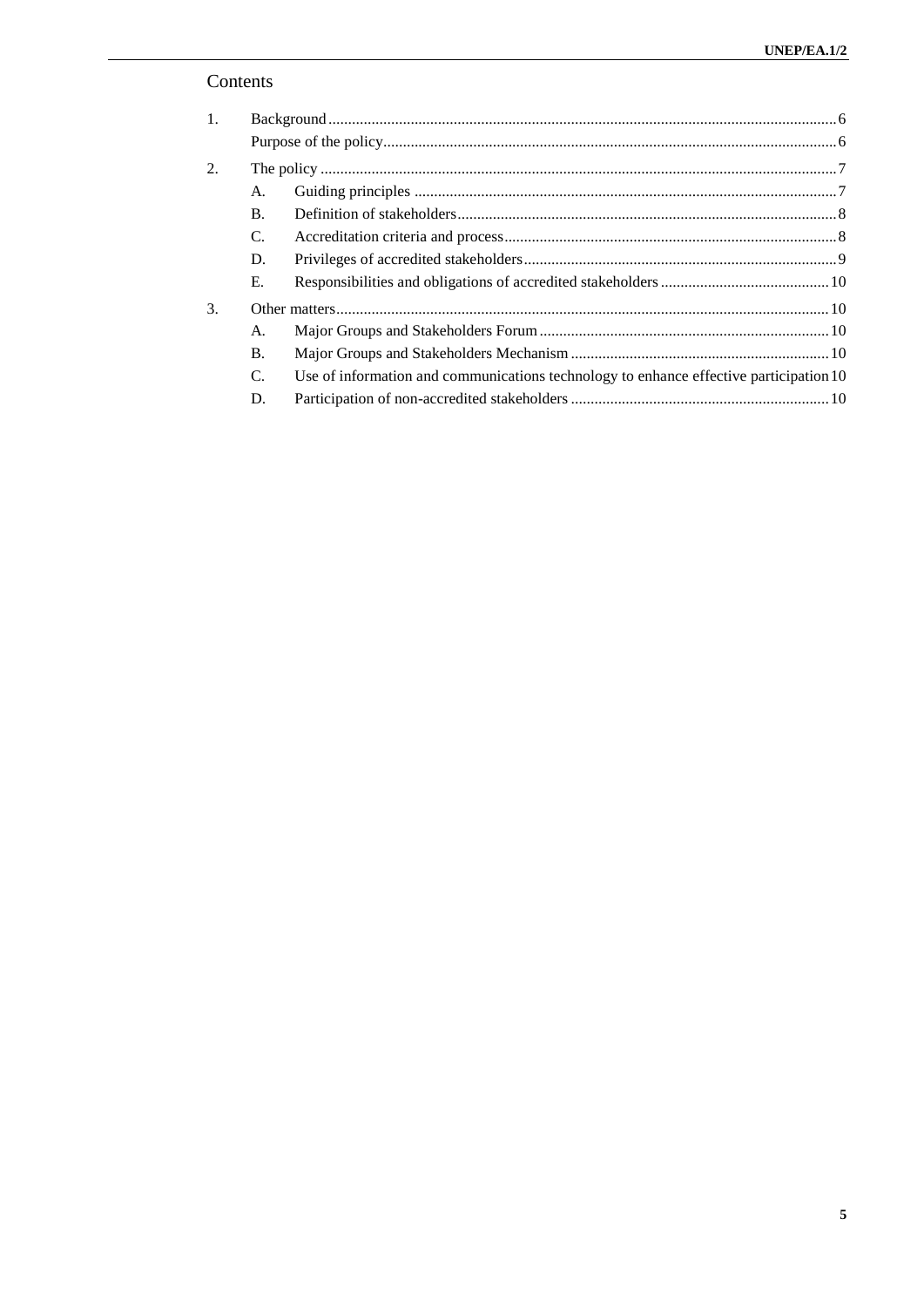# Contents

| | | | |
|---|---|---|---|
| 1. | Background | | 6 |
| | Purpose of the policy | | 6 |
| 2. | The policy | | 7 |
| | A. | Guiding principles | 7 |
| | B. | Definition of stakeholders | 8 |
| | C. | Accreditation criteria and process | 8 |
| | D. | Privileges of accredited stakeholders | 9 |
| | E. | Responsibilities and obligations of accredited stakeholders | 10 |
| 3. | Other matters | | 10 |
| | A. | Major Groups and Stakeholders Forum | 10 |
| | B. | Major Groups and Stakeholders Mechanism | 10 |
| | C. | Use of information and communications technology to enhance effective participation | 10 |
| | D. | Participation of non-accredited stakeholders | 10 |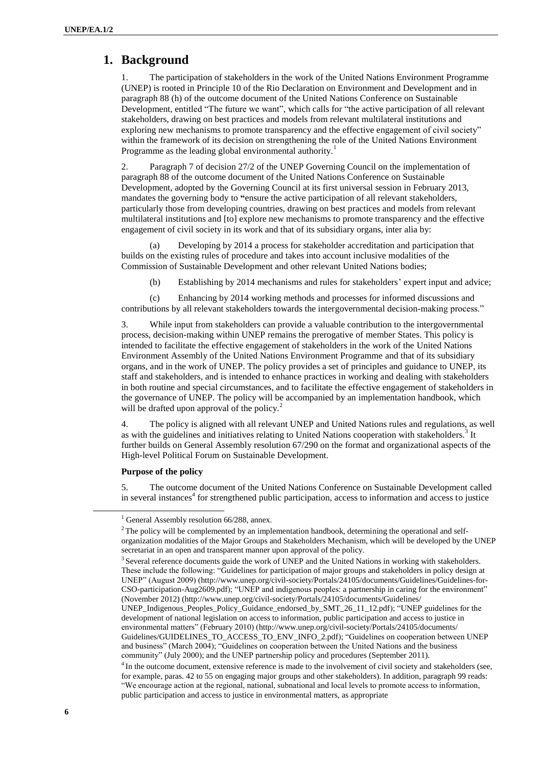# 1. Background

1. The participation of stakeholders in the work of the United Nations Environment Programme (UNEP) is rooted in Principle 10 of the Rio Declaration on Environment and Development and in paragraph 88 (h) of the outcome document of the United Nations Conference on Sustainable Development, entitled "The future we want", which calls for "the active participation of all relevant stakeholders, drawing on best practices and models from relevant multilateral institutions and exploring new mechanisms to promote transparency and the effective engagement of civil society" within the framework of its decision on strengthening the role of the United Nations Environment Programme as the leading global environmental authority.[1]

2. Paragraph 7 of decision 27/2 of the UNEP Governing Council on the implementation of paragraph 88 of the outcome document of the United Nations Conference on Sustainable Development, adopted by the Governing Council at its first universal session in February 2013, mandates the governing body to **"**ensure the active participation of all relevant stakeholders, particularly those from developing countries, drawing on best practices and models from relevant multilateral institutions and [to] explore new mechanisms to promote transparency and the effective engagement of civil society in its work and that of its subsidiary organs, inter alia by:

(a) Developing by 2014 a process for stakeholder accreditation and participation that builds on the existing rules of procedure and takes into account inclusive modalities of the Commission of Sustainable Development and other relevant United Nations bodies;

(b) Establishing by 2014 mechanisms and rules for stakeholders' expert input and advice;

(c) Enhancing by 2014 working methods and processes for informed discussions and contributions by all relevant stakeholders towards the intergovernmental decision-making process."

3. While input from stakeholders can provide a valuable contribution to the intergovernmental process, decision-making within UNEP remains the prerogative of member States. This policy is intended to facilitate the effective engagement of stakeholders in the work of the United Nations Environment Assembly of the United Nations Environment Programme and that of its subsidiary organs, and in the work of UNEP. The policy provides a set of principles and guidance to UNEP, its staff and stakeholders, and is intended to enhance practices in working and dealing with stakeholders in both routine and special circumstances, and to facilitate the effective engagement of stakeholders in the governance of UNEP. The policy will be accompanied by an implementation handbook, which will be drafted upon approval of the policy.[2]

4. The policy is aligned with all relevant UNEP and United Nations rules and regulations, as well as with the guidelines and initiatives relating to United Nations cooperation with stakeholders.[3] It further builds on General Assembly resolution 67/290 on the format and organizational aspects of the High-level Political Forum on Sustainable Development.

**Purpose of the policy**

5. The outcome document of the United Nations Conference on Sustainable Development called in several instances[4] for strengthened public participation, access to information and access to justice

---

[1] General Assembly resolution 66/288, annex.

[2] The policy will be complemented by an implementation handbook, determining the operational and self-organization modalities of the Major Groups and Stakeholders Mechanism, which will be developed by the UNEP secretariat in an open and transparent manner upon approval of the policy.

[3] Several reference documents guide the work of UNEP and the United Nations in working with stakeholders. These include the following: "Guidelines for participation of major groups and stakeholders in policy design at UNEP" (August 2009) (http://www.unep.org/civil-society/Portals/24105/documents/Guidelines/Guidelines-for-CSO-participation-Aug2609.pdf); "UNEP and indigenous peoples: a partnership in caring for the environment" (November 2012) (http://www.unep.org/civil-society/Portals/24105/documents/Guidelines/UNEP_Indigenous_Peoples_Policy_Guidance_endorsed_by_SMT_26_11_12.pdf); "UNEP guidelines for the development of national legislation on access to information, public participation and access to justice in environmental matters" (February 2010) (http://www.unep.org/civil-society/Portals/24105/documents/Guidelines/GUIDELINES_TO_ACCESS_TO_ENV_INFO_2.pdf); "Guidelines on cooperation between UNEP and business" (March 2004); "Guidelines on cooperation between the United Nations and the business community" (July 2000); and the UNEP partnership policy and procedures (September 2011).

[4] In the outcome document, extensive reference is made to the involvement of civil society and stakeholders (see, for example, paras. 42 to 55 on engaging major groups and other stakeholders). In addition, paragraph 99 reads: "We encourage action at the regional, national, subnational and local levels to promote access to information, public participation and access to justice in environmental matters, as appropriate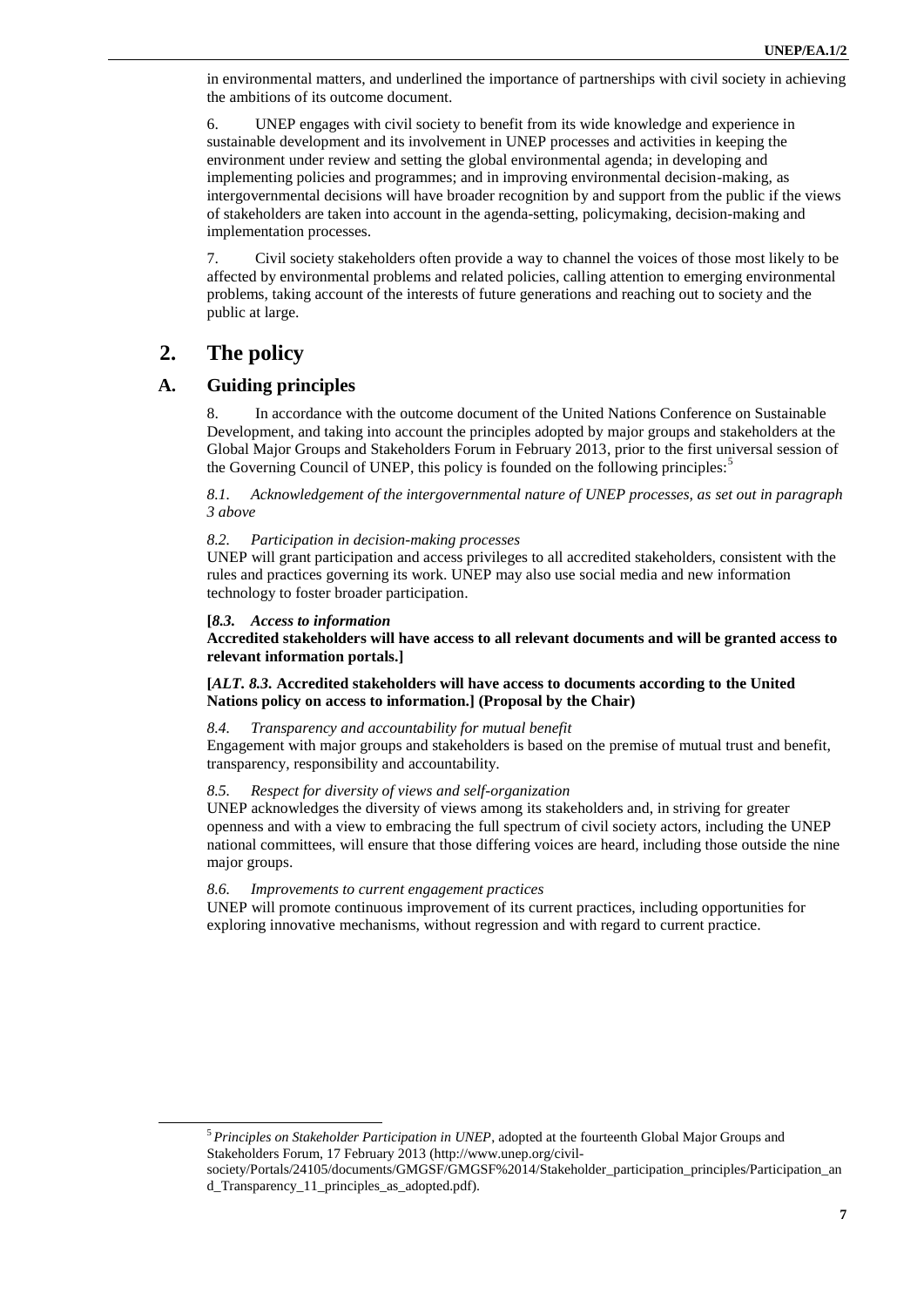in environmental matters, and underlined the importance of partnerships with civil society in achieving the ambitions of its outcome document.

6. UNEP engages with civil society to benefit from its wide knowledge and experience in sustainable development and its involvement in UNEP processes and activities in keeping the environment under review and setting the global environmental agenda; in developing and implementing policies and programmes; and in improving environmental decision-making, as intergovernmental decisions will have broader recognition by and support from the public if the views of stakeholders are taken into account in the agenda-setting, policymaking, decision-making and implementation processes.

7. Civil society stakeholders often provide a way to channel the voices of those most likely to be affected by environmental problems and related policies, calling attention to emerging environmental problems, taking account of the interests of future generations and reaching out to society and the public at large.

## 2. The policy

### A. Guiding principles

8. In accordance with the outcome document of the United Nations Conference on Sustainable Development, and taking into account the principles adopted by major groups and stakeholders at the Global Major Groups and Stakeholders Forum in February 2013, prior to the first universal session of the Governing Council of UNEP, this policy is founded on the following principles:[5]

*8.1. Acknowledgement of the intergovernmental nature of UNEP processes, as set out in paragraph 3 above*

*8.2. Participation in decision-making processes*
UNEP will grant participation and access privileges to all accredited stakeholders, consistent with the rules and practices governing its work. UNEP may also use social media and new information technology to foster broader participation.

**[*8.3. Access to information*
Accredited stakeholders will have access to all relevant documents and will be granted access to relevant information portals.]**

**[*ALT. 8.3.* Accredited stakeholders will have access to documents according to the United Nations policy on access to information.] (Proposal by the Chair)**

*8.4. Transparency and accountability for mutual benefit*
Engagement with major groups and stakeholders is based on the premise of mutual trust and benefit, transparency, responsibility and accountability.

*8.5. Respect for diversity of views and self-organization*
UNEP acknowledges the diversity of views among its stakeholders and, in striving for greater openness and with a view to embracing the full spectrum of civil society actors, including the UNEP national committees, will ensure that those differing voices are heard, including those outside the nine major groups.

*8.6. Improvements to current engagement practices*
UNEP will promote continuous improvement of its current practices, including opportunities for exploring innovative mechanisms, without regression and with regard to current practice.

---

[5] *Principles on Stakeholder Participation in UNEP*, adopted at the fourteenth Global Major Groups and Stakeholders Forum, 17 February 2013 (http://www.unep.org/civil-society/Portals/24105/documents/GMGSF/GMGSF%2014/Stakeholder_participation_principles/Participation_and_Transparency_11_principles_as_adopted.pdf).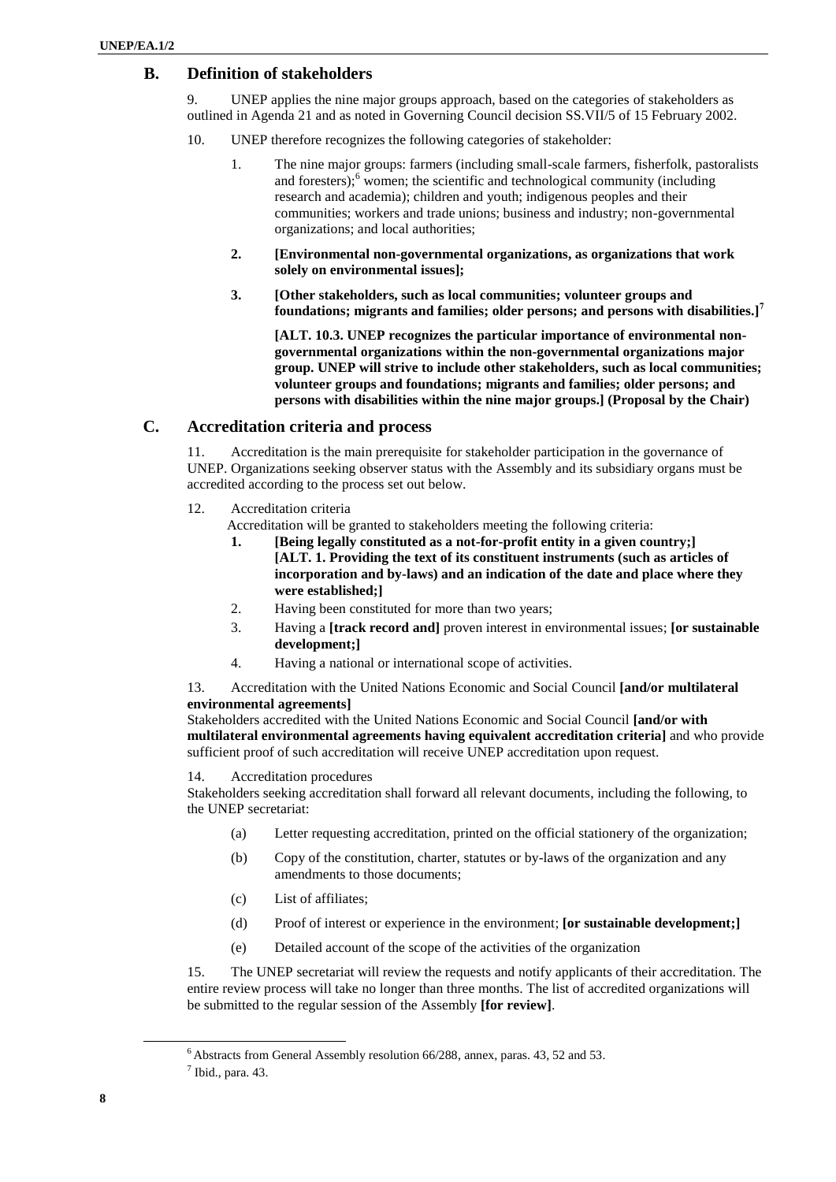## B. Definition of stakeholders

9. UNEP applies the nine major groups approach, based on the categories of stakeholders as outlined in Agenda 21 and as noted in Governing Council decision SS.VII/5 of 15 February 2002.

10. UNEP therefore recognizes the following categories of stakeholder:

1. The nine major groups: farmers (including small-scale farmers, fisherfolk, pastoralists and foresters);[6] women; the scientific and technological community (including research and academia); children and youth; indigenous peoples and their communities; workers and trade unions; business and industry; non-governmental organizations; and local authorities;

2. **[Environmental non-governmental organizations, as organizations that work solely on environmental issues];**

3. **[Other stakeholders, such as local communities; volunteer groups and foundations; migrants and families; older persons; and persons with disabilities.]**[7]

**[ALT. 10.3. UNEP recognizes the particular importance of environmental non-governmental organizations within the non-governmental organizations major group. UNEP will strive to include other stakeholders, such as local communities; volunteer groups and foundations; migrants and families; older persons; and persons with disabilities within the nine major groups.] (Proposal by the Chair)**

## C. Accreditation criteria and process

11. Accreditation is the main prerequisite for stakeholder participation in the governance of UNEP. Organizations seeking observer status with the Assembly and its subsidiary organs must be accredited according to the process set out below.

12. Accreditation criteria

Accreditation will be granted to stakeholders meeting the following criteria:

1. **[Being legally constituted as a not-for-profit entity in a given country;]** **[ALT. 1. Providing the text of its constituent instruments (such as articles of incorporation and by-laws) and an indication of the date and place where they were established;]**
2. Having been constituted for more than two years;
3. Having a **[track record and]** proven interest in environmental issues; **[or sustainable development;]**
4. Having a national or international scope of activities.

13. Accreditation with the United Nations Economic and Social Council **[and/or multilateral environmental agreements]**

Stakeholders accredited with the United Nations Economic and Social Council **[and/or with multilateral environmental agreements having equivalent accreditation criteria]** and who provide sufficient proof of such accreditation will receive UNEP accreditation upon request.

14. Accreditation procedures

Stakeholders seeking accreditation shall forward all relevant documents, including the following, to the UNEP secretariat:

(a) Letter requesting accreditation, printed on the official stationery of the organization;

(b) Copy of the constitution, charter, statutes or by-laws of the organization and any amendments to those documents;

(c) List of affiliates;

(d) Proof of interest or experience in the environment; **[or sustainable development;]**

(e) Detailed account of the scope of the activities of the organization

15. The UNEP secretariat will review the requests and notify applicants of their accreditation. The entire review process will take no longer than three months. The list of accredited organizations will be submitted to the regular session of the Assembly **[for review]**.

---

[6] Abstracts from General Assembly resolution 66/288, annex, paras. 43, 52 and 53.

[7] Ibid., para. 43.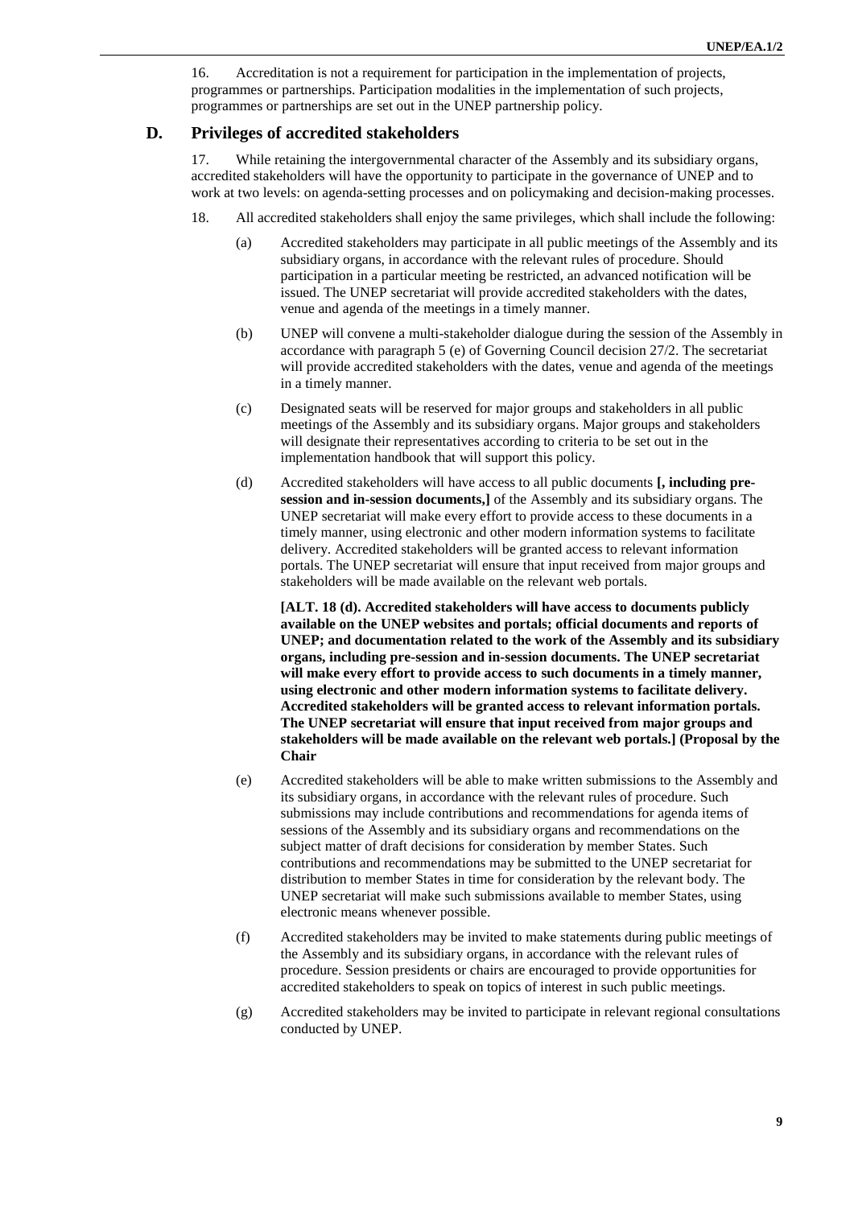16. Accreditation is not a requirement for participation in the implementation of projects, programmes or partnerships. Participation modalities in the implementation of such projects, programmes or partnerships are set out in the UNEP partnership policy.

## D. Privileges of accredited stakeholders

17. While retaining the intergovernmental character of the Assembly and its subsidiary organs, accredited stakeholders will have the opportunity to participate in the governance of UNEP and to work at two levels: on agenda-setting processes and on policymaking and decision-making processes.

18. All accredited stakeholders shall enjoy the same privileges, which shall include the following:

(a) Accredited stakeholders may participate in all public meetings of the Assembly and its subsidiary organs, in accordance with the relevant rules of procedure. Should participation in a particular meeting be restricted, an advanced notification will be issued. The UNEP secretariat will provide accredited stakeholders with the dates, venue and agenda of the meetings in a timely manner.

(b) UNEP will convene a multi-stakeholder dialogue during the session of the Assembly in accordance with paragraph 5 (e) of Governing Council decision 27/2. The secretariat will provide accredited stakeholders with the dates, venue and agenda of the meetings in a timely manner.

(c) Designated seats will be reserved for major groups and stakeholders in all public meetings of the Assembly and its subsidiary organs. Major groups and stakeholders will designate their representatives according to criteria to be set out in the implementation handbook that will support this policy.

(d) Accredited stakeholders will have access to all public documents **[, including pre-session and in-session documents,]** of the Assembly and its subsidiary organs. The UNEP secretariat will make every effort to provide access to these documents in a timely manner, using electronic and other modern information systems to facilitate delivery. Accredited stakeholders will be granted access to relevant information portals. The UNEP secretariat will ensure that input received from major groups and stakeholders will be made available on the relevant web portals.

**[ALT. 18 (d). Accredited stakeholders will have access to documents publicly available on the UNEP websites and portals; official documents and reports of UNEP; and documentation related to the work of the Assembly and its subsidiary organs, including pre-session and in-session documents. The UNEP secretariat will make every effort to provide access to such documents in a timely manner, using electronic and other modern information systems to facilitate delivery. Accredited stakeholders will be granted access to relevant information portals. The UNEP secretariat will ensure that input received from major groups and stakeholders will be made available on the relevant web portals.] (Proposal by the Chair**

(e) Accredited stakeholders will be able to make written submissions to the Assembly and its subsidiary organs, in accordance with the relevant rules of procedure. Such submissions may include contributions and recommendations for agenda items of sessions of the Assembly and its subsidiary organs and recommendations on the subject matter of draft decisions for consideration by member States. Such contributions and recommendations may be submitted to the UNEP secretariat for distribution to member States in time for consideration by the relevant body. The UNEP secretariat will make such submissions available to member States, using electronic means whenever possible.

(f) Accredited stakeholders may be invited to make statements during public meetings of the Assembly and its subsidiary organs, in accordance with the relevant rules of procedure. Session presidents or chairs are encouraged to provide opportunities for accredited stakeholders to speak on topics of interest in such public meetings.

(g) Accredited stakeholders may be invited to participate in relevant regional consultations conducted by UNEP.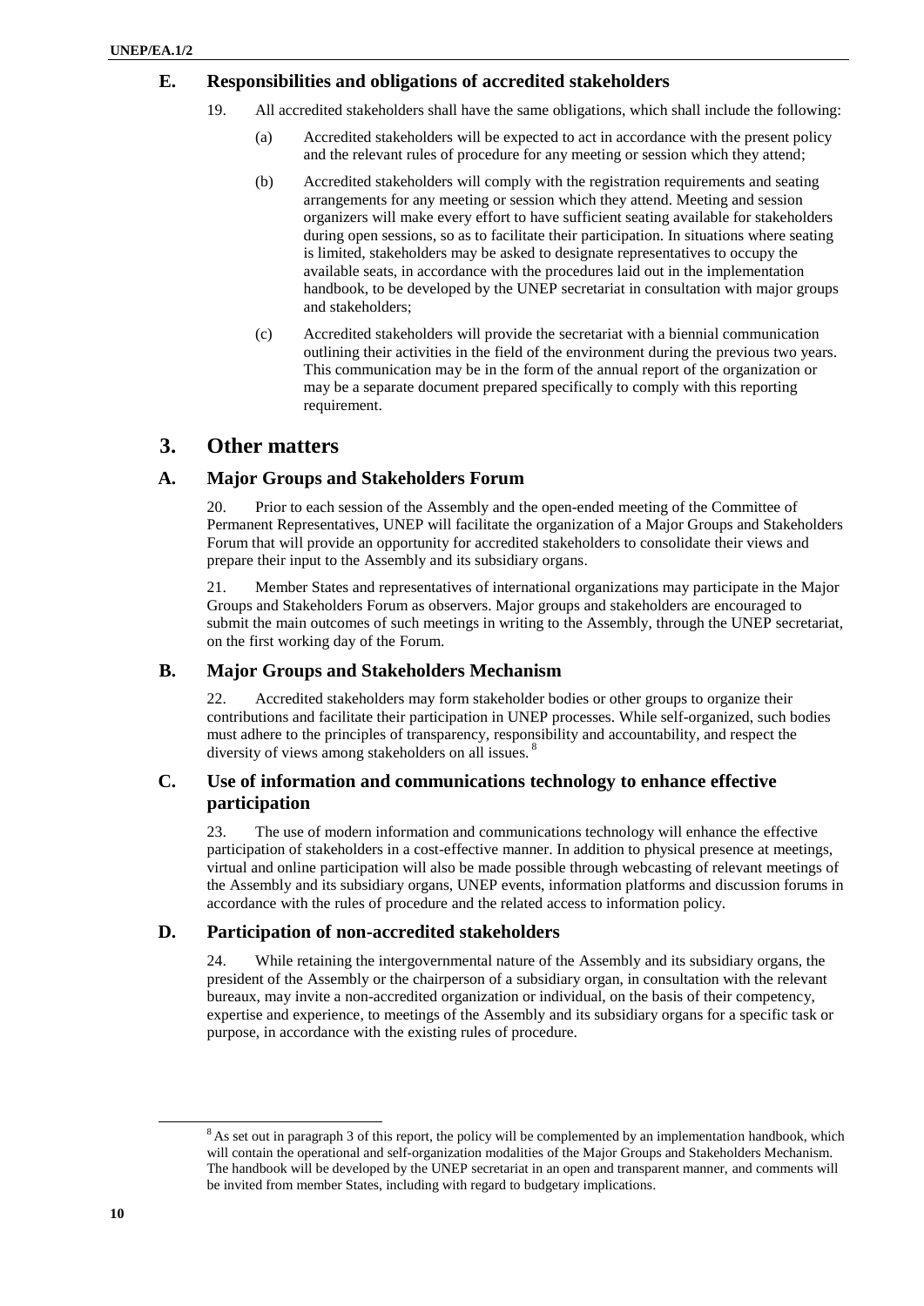### E. Responsibilities and obligations of accredited stakeholders

19. All accredited stakeholders shall have the same obligations, which shall include the following:

(a) Accredited stakeholders will be expected to act in accordance with the present policy and the relevant rules of procedure for any meeting or session which they attend;

(b) Accredited stakeholders will comply with the registration requirements and seating arrangements for any meeting or session which they attend. Meeting and session organizers will make every effort to have sufficient seating available for stakeholders during open sessions, so as to facilitate their participation. In situations where seating is limited, stakeholders may be asked to designate representatives to occupy the available seats, in accordance with the procedures laid out in the implementation handbook, to be developed by the UNEP secretariat in consultation with major groups and stakeholders;

(c) Accredited stakeholders will provide the secretariat with a biennial communication outlining their activities in the field of the environment during the previous two years. This communication may be in the form of the annual report of the organization or may be a separate document prepared specifically to comply with this reporting requirement.

## 3. Other matters

### A. Major Groups and Stakeholders Forum

20. Prior to each session of the Assembly and the open-ended meeting of the Committee of Permanent Representatives, UNEP will facilitate the organization of a Major Groups and Stakeholders Forum that will provide an opportunity for accredited stakeholders to consolidate their views and prepare their input to the Assembly and its subsidiary organs.

21. Member States and representatives of international organizations may participate in the Major Groups and Stakeholders Forum as observers. Major groups and stakeholders are encouraged to submit the main outcomes of such meetings in writing to the Assembly, through the UNEP secretariat, on the first working day of the Forum.

### B. Major Groups and Stakeholders Mechanism

22. Accredited stakeholders may form stakeholder bodies or other groups to organize their contributions and facilitate their participation in UNEP processes. While self-organized, such bodies must adhere to the principles of transparency, responsibility and accountability, and respect the diversity of views among stakeholders on all issues.[8]

### C. Use of information and communications technology to enhance effective participation

23. The use of modern information and communications technology will enhance the effective participation of stakeholders in a cost-effective manner. In addition to physical presence at meetings, virtual and online participation will also be made possible through webcasting of relevant meetings of the Assembly and its subsidiary organs, UNEP events, information platforms and discussion forums in accordance with the rules of procedure and the related access to information policy.

### D. Participation of non-accredited stakeholders

24. While retaining the intergovernmental nature of the Assembly and its subsidiary organs, the president of the Assembly or the chairperson of a subsidiary organ, in consultation with the relevant bureaux, may invite a non-accredited organization or individual, on the basis of their competency, expertise and experience, to meetings of the Assembly and its subsidiary organs for a specific task or purpose, in accordance with the existing rules of procedure.

---

[8] As set out in paragraph 3 of this report, the policy will be complemented by an implementation handbook, which will contain the operational and self-organization modalities of the Major Groups and Stakeholders Mechanism. The handbook will be developed by the UNEP secretariat in an open and transparent manner, and comments will be invited from member States, including with regard to budgetary implications.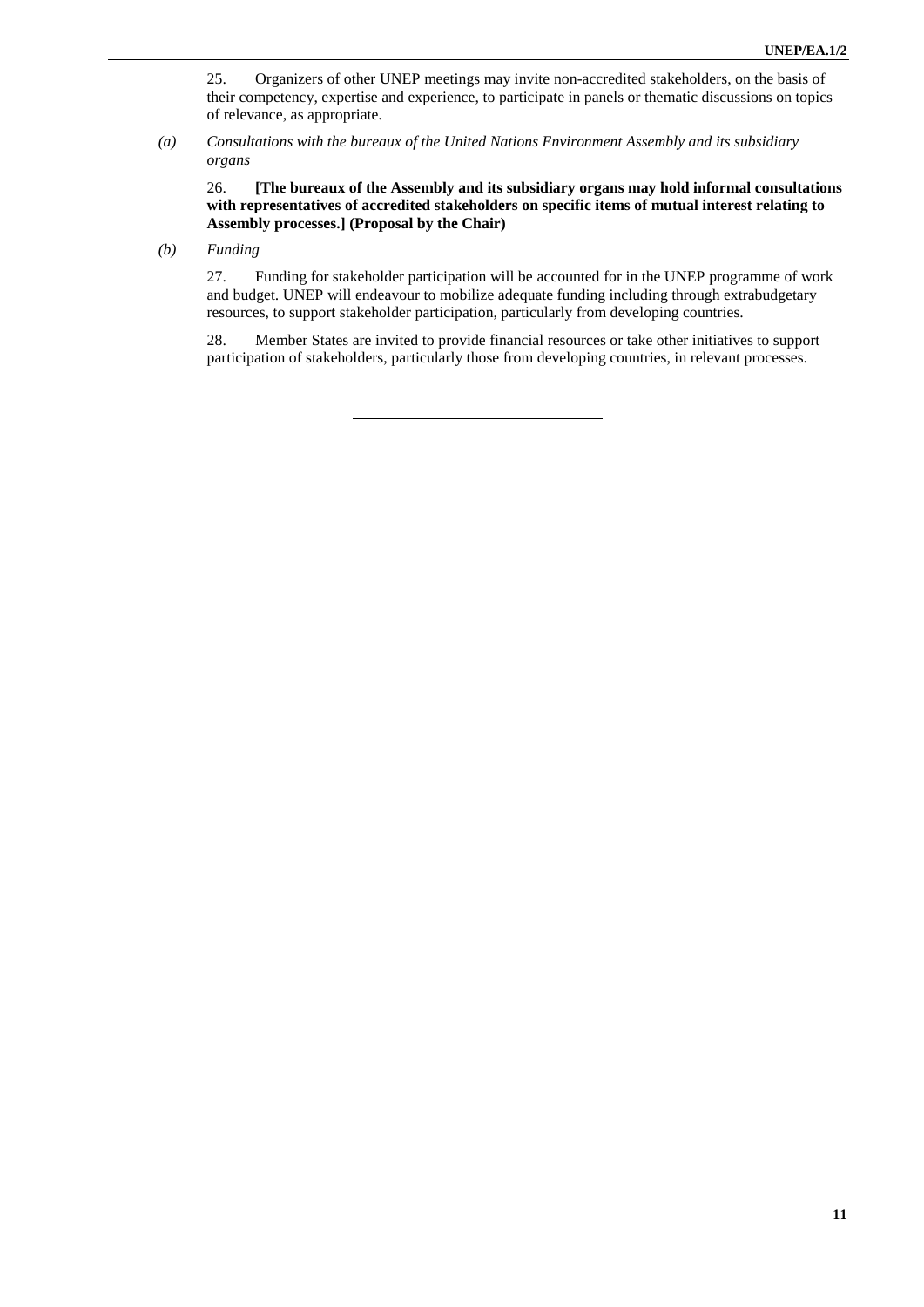25. Organizers of other UNEP meetings may invite non-accredited stakeholders, on the basis of their competency, expertise and experience, to participate in panels or thematic discussions on topics of relevance, as appropriate.

*(a) Consultations with the bureaux of the United Nations Environment Assembly and its subsidiary organs*

26. **[The bureaux of the Assembly and its subsidiary organs may hold informal consultations with representatives of accredited stakeholders on specific items of mutual interest relating to Assembly processes.] (Proposal by the Chair)**

*(b) Funding*

27. Funding for stakeholder participation will be accounted for in the UNEP programme of work and budget. UNEP will endeavour to mobilize adequate funding including through extrabudgetary resources, to support stakeholder participation, particularly from developing countries.

28. Member States are invited to provide financial resources or take other initiatives to support participation of stakeholders, particularly those from developing countries, in relevant processes.